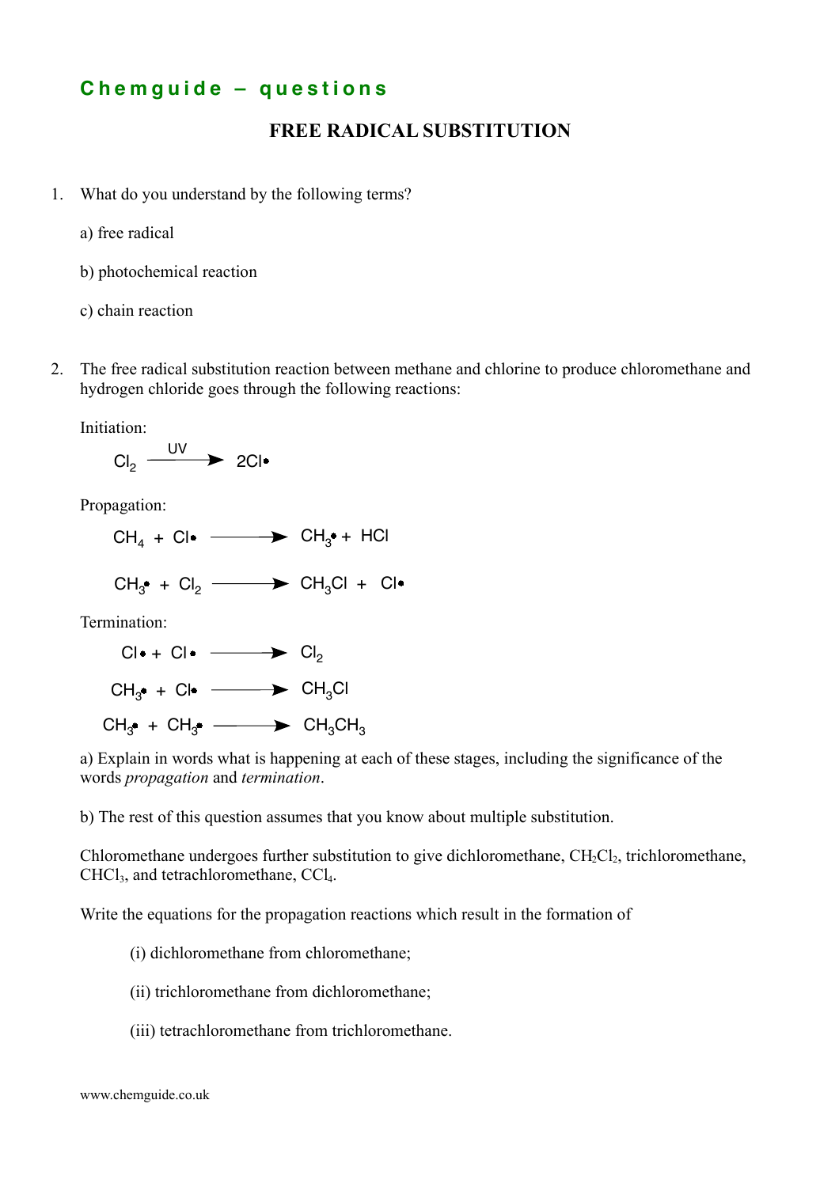## Chemguide – questions

# FREE RADICAL SUBSTITUTION

1. What do you understand by the following terms?

   a) free radical

   b) photochemical reaction

   c) chain reaction

2. The free radical substitution reaction between methane and chlorine to produce chloromethane and hydrogen chloride goes through the following reactions:

   Initiation:

   $$Cl_2 \xrightarrow{UV} 2Cl\bullet$$

   Propagation:

   $$CH_4 + Cl\bullet \longrightarrow CH_3\bullet + HCl$$

   $$CH_3\bullet + Cl_2 \longrightarrow CH_3Cl + Cl\bullet$$

   Termination:

   $$Cl\bullet + Cl\bullet \longrightarrow Cl_2$$

   $$CH_3\bullet + Cl\bullet \longrightarrow CH_3Cl$$

   $$CH_3\bullet + CH_3\bullet \longrightarrow CH_3CH_3$$

   a) Explain in words what is happening at each of these stages, including the significance of the words *propagation* and *termination*.

   b) The rest of this question assumes that you know about multiple substitution.

   Chloromethane undergoes further substitution to give dichloromethane, $CH_2Cl_2$, trichloromethane, $CHCl_3$, and tetrachloromethane, $CCl_4$.

   Write the equations for the propagation reactions which result in the formation of

   (i) dichloromethane from chloromethane;

   (ii) trichloromethane from dichloromethane;

   (iii) tetrachloromethane from trichloromethane.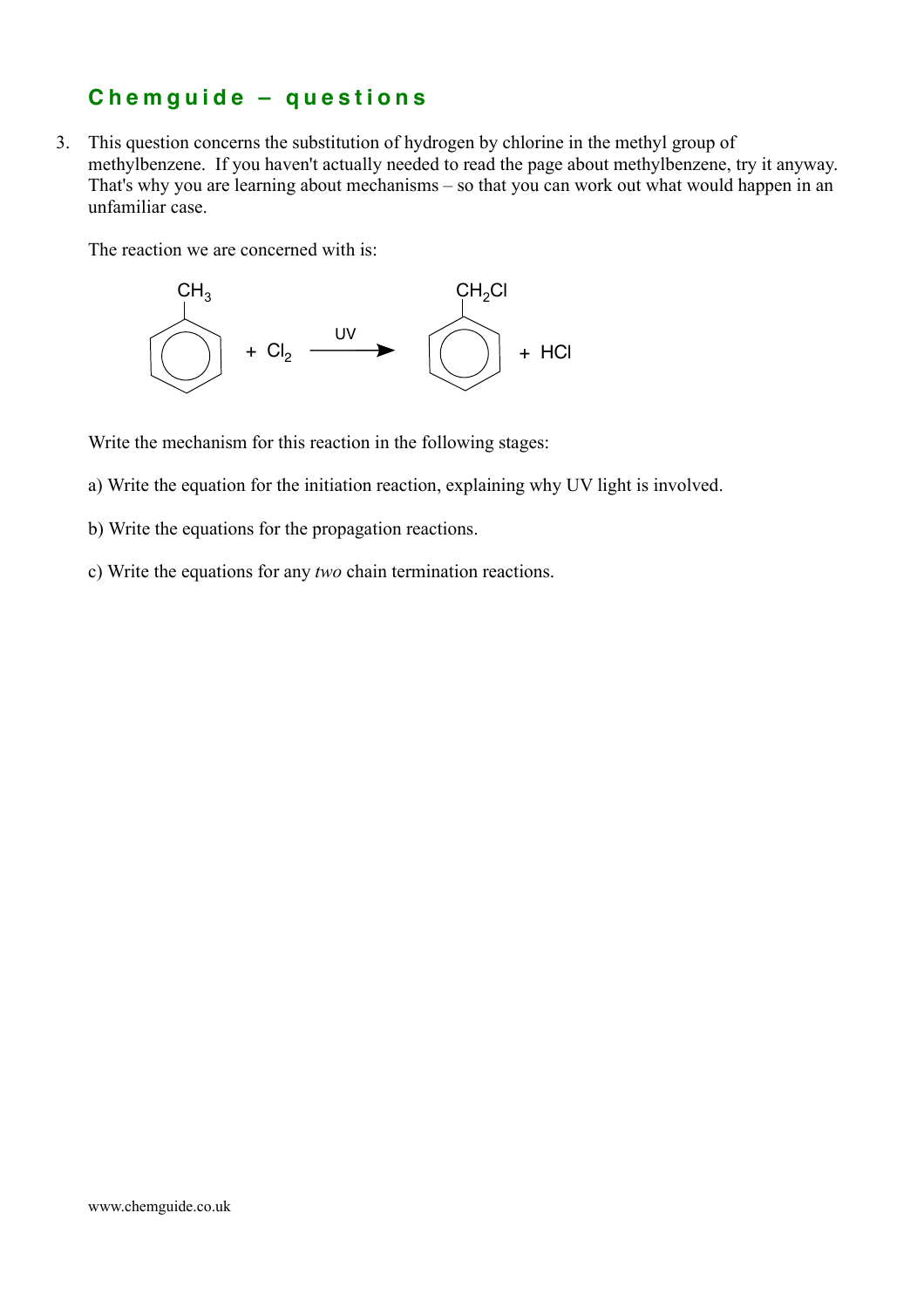## Chemguide – questions

3. This question concerns the substitution of hydrogen by chlorine in the methyl group of methylbenzene. If you haven't actually needed to read the page about methylbenzene, try it anyway. That's why you are learning about mechanisms – so that you can work out what would happen in an unfamiliar case.

   The reaction we are concerned with is:

   $$C_6H_5CH_3 + Cl_2 \xrightarrow{UV} C_6H_5CH_2Cl + HCl$$

   Write the mechanism for this reaction in the following stages:

   a) Write the equation for the initiation reaction, explaining why UV light is involved.

   b) Write the equations for the propagation reactions.

   c) Write the equations for any *two* chain termination reactions.

www.chemguide.co.uk